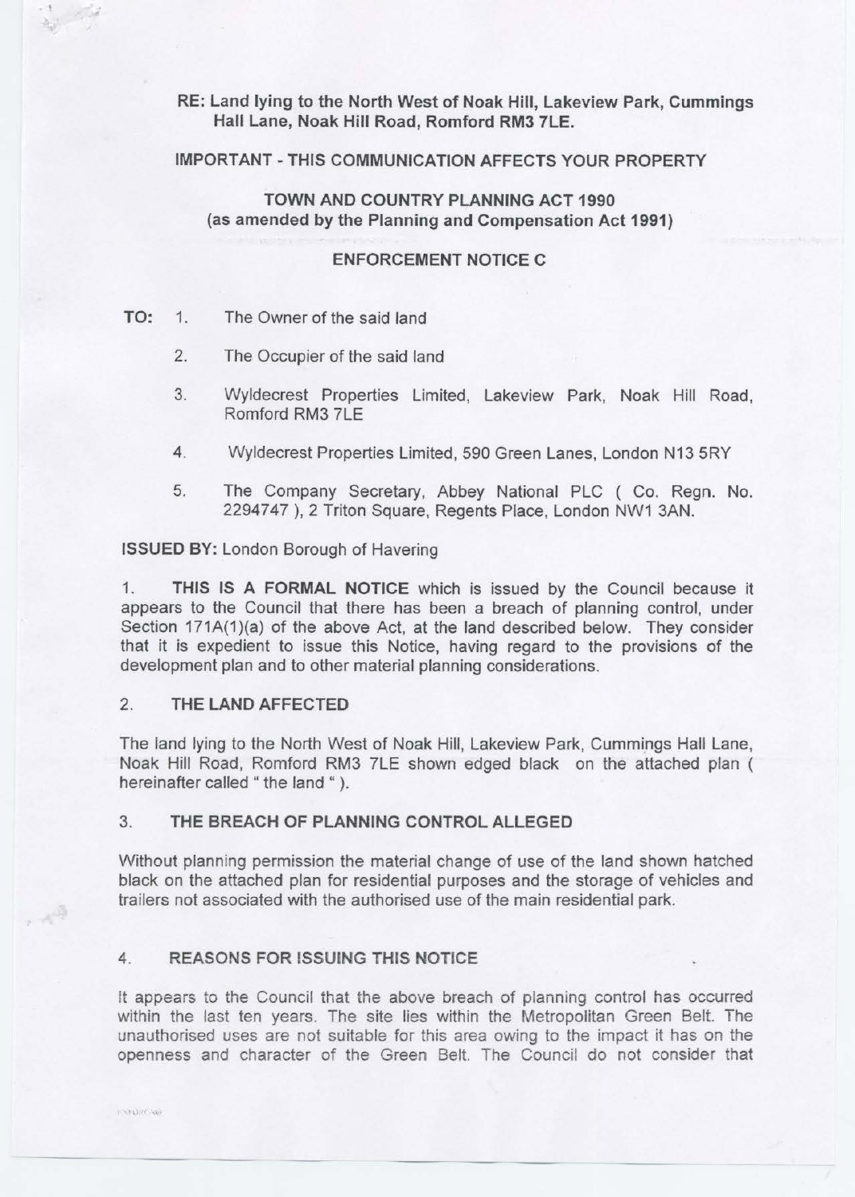**RE: Land lying to the North West of Noak Hill, Lakeview Park, Cummings Hall Lane, Noak Hill Road, Romford RM3 7LE.**

**IMPORTANT - THIS COMMUNICATION AFFECTS YOUR PROPERTY**

**TOWN AND COUNTRY PLANNING ACT 1990**
**(as amended by the Planning and Compensation Act 1991)**

**ENFORCEMENT NOTICE C**

**TO:**

1. The Owner of the said land
2. The Occupier of the said land
3. Wyldecrest Properties Limited, Lakeview Park, Noak Hill Road, Romford RM3 7LE
4. Wyldecrest Properties Limited, 590 Green Lanes, London N13 5RY
5. The Company Secretary, Abbey National PLC ( Co. Regn. No. 2294747 ), 2 Triton Square, Regents Place, London NW1 3AN.

**ISSUED BY:** London Borough of Havering

1. **THIS IS A FORMAL NOTICE** which is issued by the Council because it appears to the Council that there has been a breach of planning control, under Section 171A(1)(a) of the above Act, at the land described below. They consider that it is expedient to issue this Notice, having regard to the provisions of the development plan and to other material planning considerations.

2. **THE LAND AFFECTED**

The land lying to the North West of Noak Hill, Lakeview Park, Cummings Hall Lane, Noak Hill Road, Romford RM3 7LE shown edged black on the attached plan ( hereinafter called " the land " ).

3. **THE BREACH OF PLANNING CONTROL ALLEGED**

Without planning permission the material change of use of the land shown hatched black on the attached plan for residential purposes and the storage of vehicles and trailers not associated with the authorised use of the main residential park.

4. **REASONS FOR ISSUING THIS NOTICE**

It appears to the Council that the above breach of planning control has occurred within the last ten years. The site lies within the Metropolitan Green Belt. The unauthorised uses are not suitable for this area owing to the impact it has on the openness and character of the Green Belt. The Council do not consider that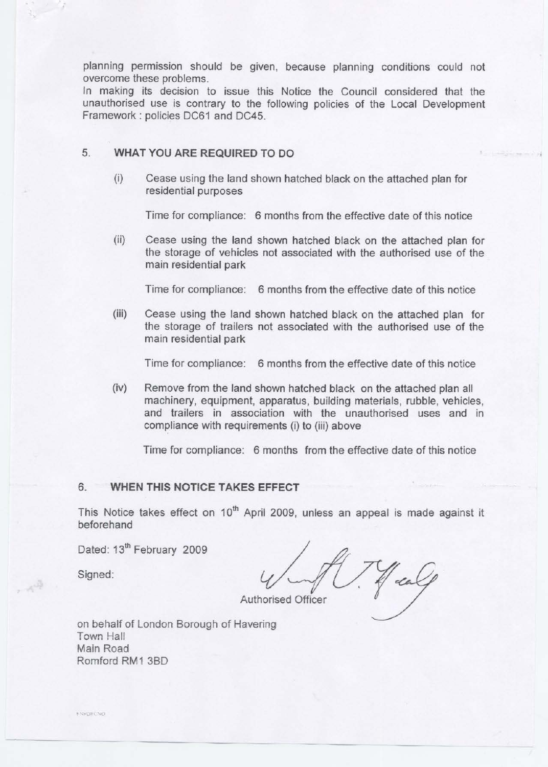planning permission should be given, because planning conditions could not overcome these problems.

In making its decision to issue this Notice the Council considered that the unauthorised use is contrary to the following policies of the Local Development Framework : policies DC61 and DC45.

## 5. WHAT YOU ARE REQUIRED TO DO

(i) Cease using the land shown hatched black on the attached plan for residential purposes

Time for compliance: 6 months from the effective date of this notice

(ii) Cease using the land shown hatched black on the attached plan for the storage of vehicles not associated with the authorised use of the main residential park

Time for compliance: 6 months from the effective date of this notice

(iii) Cease using the land shown hatched black on the attached plan for the storage of trailers not associated with the authorised use of the main residential park

Time for compliance: 6 months from the effective date of this notice

(iv) Remove from the land shown hatched black on the attached plan all machinery, equipment, apparatus, building materials, rubble, vehicles, and trailers in association with the unauthorised uses and in compliance with requirements (i) to (iii) above

Time for compliance: 6 months from the effective date of this notice

## 6. WHEN THIS NOTICE TAKES EFFECT

This Notice takes effect on 10th April 2009, unless an appeal is made against it beforehand

Dated: 13th February 2009

Signed:

Authorised Officer

on behalf of London Borough of Havering
Town Hall
Main Road
Romford RM1 3BD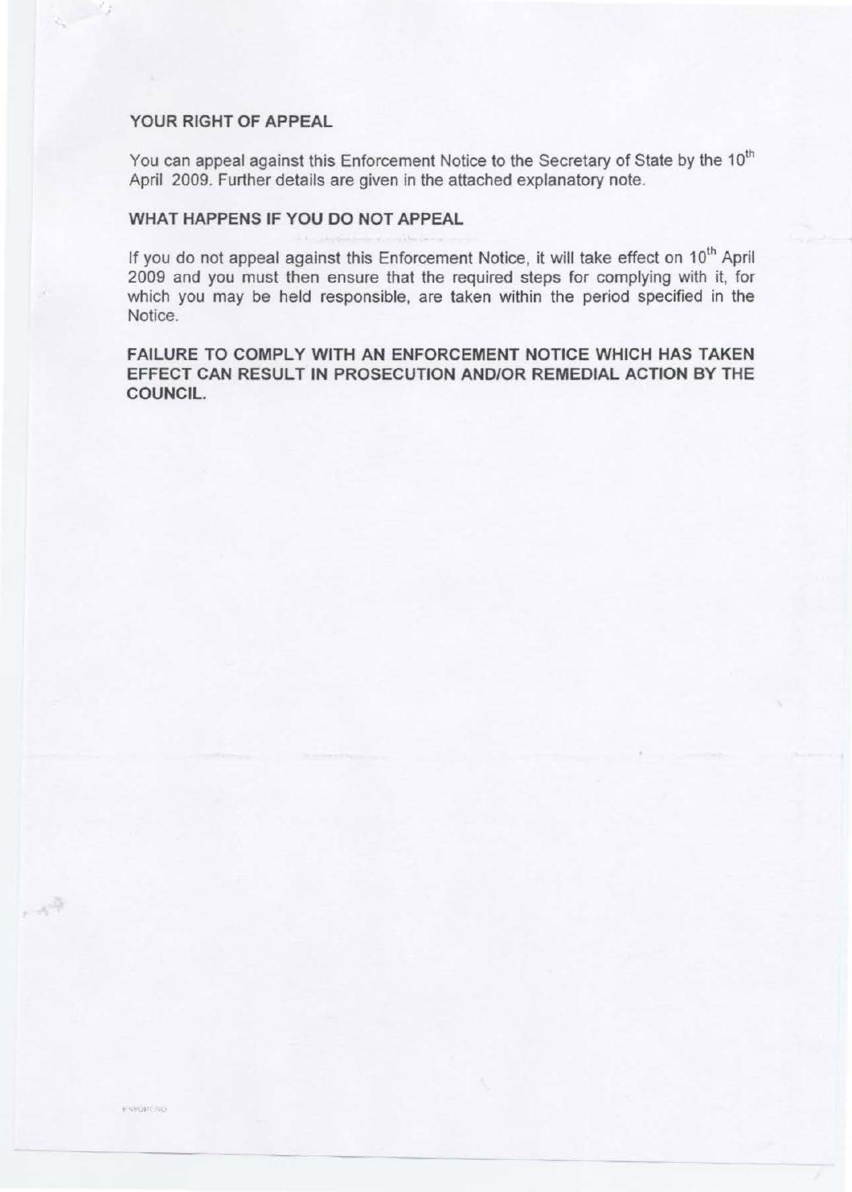## YOUR RIGHT OF APPEAL

You can appeal against this Enforcement Notice to the Secretary of State by the 10th April 2009. Further details are given in the attached explanatory note.

## WHAT HAPPENS IF YOU DO NOT APPEAL

If you do not appeal against this Enforcement Notice, it will take effect on 10th April 2009 and you must then ensure that the required steps for complying with it, for which you may be held responsible, are taken within the period specified in the Notice.

**FAILURE TO COMPLY WITH AN ENFORCEMENT NOTICE WHICH HAS TAKEN EFFECT CAN RESULT IN PROSECUTION AND/OR REMEDIAL ACTION BY THE COUNCIL.**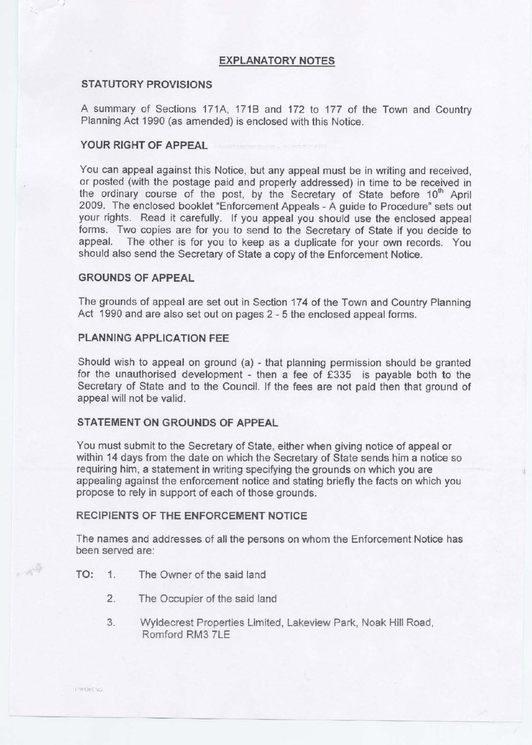# EXPLANATORY NOTES

## STATUTORY PROVISIONS

A summary of Sections 171A, 171B and 172 to 177 of the Town and Country Planning Act 1990 (as amended) is enclosed with this Notice.

## YOUR RIGHT OF APPEAL

You can appeal against this Notice, but any appeal must be in writing and received, or posted (with the postage paid and properly addressed) in time to be received in the ordinary course of the post, by the Secretary of State before 10th April 2009. The enclosed booklet "Enforcement Appeals - A guide to Procedure" sets out your rights. Read it carefully. If you appeal you should use the enclosed appeal forms. Two copies are for you to send to the Secretary of State if you decide to appeal. The other is for you to keep as a duplicate for your own records. You should also send the Secretary of State a copy of the Enforcement Notice.

## GROUNDS OF APPEAL

The grounds of appeal are set out in Section 174 of the Town and Country Planning Act 1990 and are also set out on pages 2 - 5 the enclosed appeal forms.

## PLANNING APPLICATION FEE

Should wish to appeal on ground (a) - that planning permission should be granted for the unauthorised development - then a fee of £335 is payable both to the Secretary of State and to the Council. If the fees are not paid then that ground of appeal will not be valid.

## STATEMENT ON GROUNDS OF APPEAL

You must submit to the Secretary of State, either when giving notice of appeal or within 14 days from the date on which the Secretary of State sends him a notice so requiring him, a statement in writing specifying the grounds on which you are appealing against the enforcement notice and stating briefly the facts on which you propose to rely in support of each of those grounds.

## RECIPIENTS OF THE ENFORCEMENT NOTICE

The names and addresses of all the persons on whom the Enforcement Notice has been served are:

TO:

1. The Owner of the said land
2. The Occupier of the said land
3. Wyldecrest Properties Limited, Lakeview Park, Noak Hill Road, Romford RM3 7LE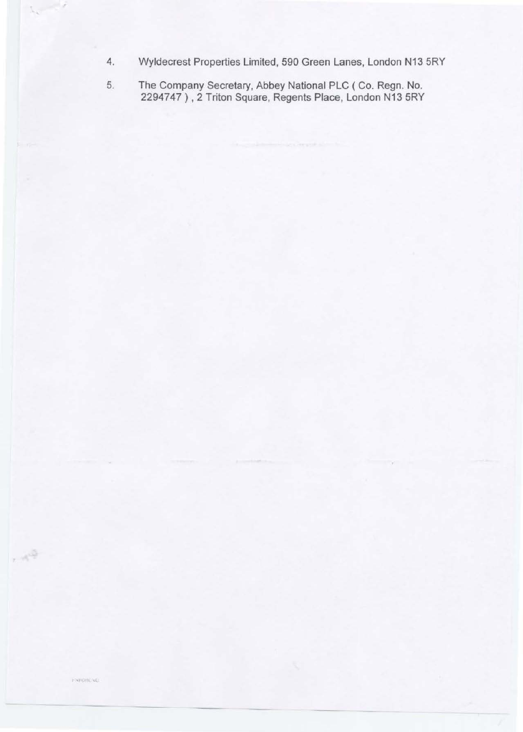4. Wyldecrest Properties Limited, 590 Green Lanes, London N13 5RY

5. The Company Secretary, Abbey National PLC ( Co. Regn. No. 2294747 ) , 2 Triton Square, Regents Place, London N13 5RY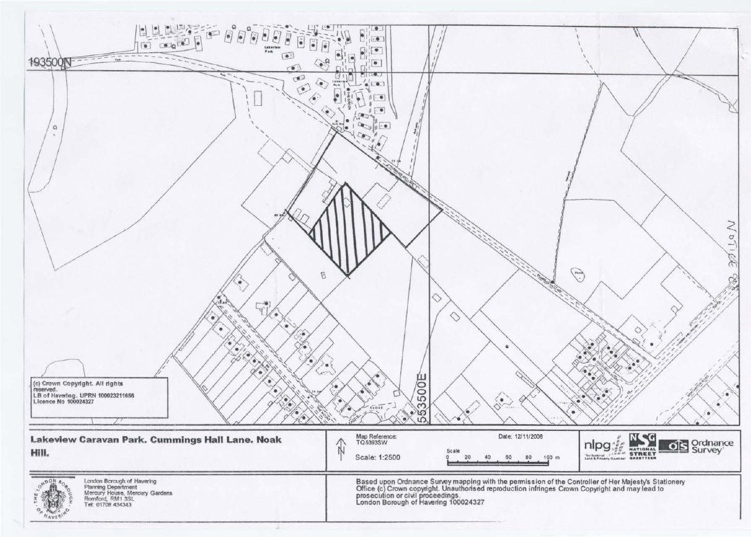193500N

55350OE

(c) Crown Copyright. All rights reserved.
LB of Havering. UPRN 100023211656
Licence No 100024327

**Lakeview Caravan Park. Cummings Hall Lane. Noak Hill.**

N

Map Reference: TQ5393SW

Scale: 1:2500

Date: 12/11/2008

Scale
0 20 40 60 80 100 m

nlpg

NSG NATIONAL STREET GAZETTEER

OS Ordnance Survey

London Borough of Havering
Planning Department
Mercury House, Mercury Gardens
Romford, RM1 3SL
Tel: 01708 434343

Based upon Ordnance Survey mapping with the permission of the Controller of Her Majesty's Stationery Office (c) Crown copyright. Unauthorised reproduction infringes Crown Copyright and may lead to prosecution or civil proceedings.
London Borough of Havering 100024327